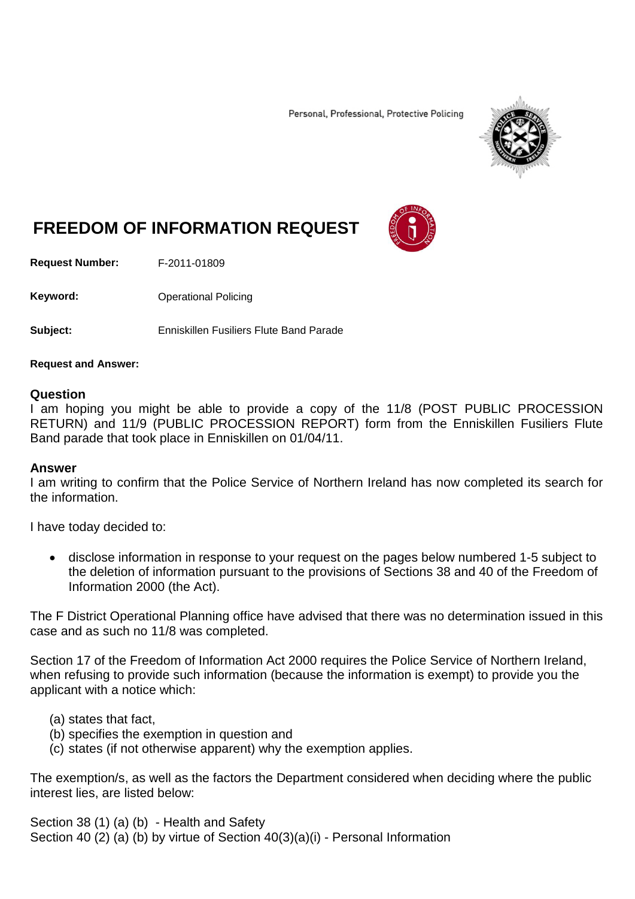Personal, Professional, Protective Policing

# FREEDOM OF INFORMATION REQUEST

**Request Number:** F-2011-01809

**Keyword:** Operational Policing

**Subject:** Enniskillen Fusiliers Flute Band Parade

**Request and Answer:**

## Question

I am hoping you might be able to provide a copy of the 11/8 (POST PUBLIC PROCESSION RETURN) and 11/9 (PUBLIC PROCESSION REPORT) form from the Enniskillen Fusiliers Flute Band parade that took place in Enniskillen on 01/04/11.

## Answer

I am writing to confirm that the Police Service of Northern Ireland has now completed its search for the information.

I have today decided to:

- disclose information in response to your request on the pages below numbered 1-5 subject to the deletion of information pursuant to the provisions of Sections 38 and 40 of the Freedom of Information 2000 (the Act).

The F District Operational Planning office have advised that there was no determination issued in this case and as such no 11/8 was completed.

Section 17 of the Freedom of Information Act 2000 requires the Police Service of Northern Ireland, when refusing to provide such information (because the information is exempt) to provide you the applicant with a notice which:

(a) states that fact,
(b) specifies the exemption in question and
(c) states (if not otherwise apparent) why the exemption applies.

The exemption/s, as well as the factors the Department considered when deciding where the public interest lies, are listed below:

Section 38 (1) (a) (b) - Health and Safety
Section 40 (2) (a) (b) by virtue of Section 40(3)(a)(i) - Personal Information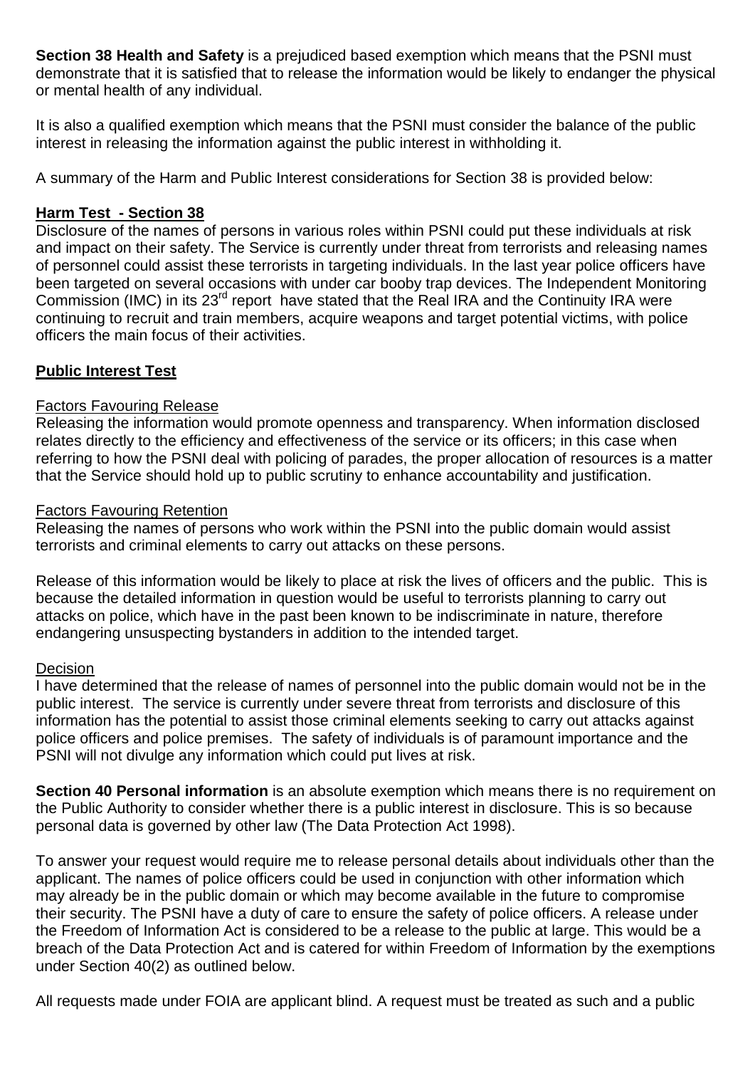**Section 38 Health and Safety** is a prejudiced based exemption which means that the PSNI must demonstrate that it is satisfied that to release the information would be likely to endanger the physical or mental health of any individual.

It is also a qualified exemption which means that the PSNI must consider the balance of the public interest in releasing the information against the public interest in withholding it.

A summary of the Harm and Public Interest considerations for Section 38 is provided below:

**Harm Test - Section 38**

Disclosure of the names of persons in various roles within PSNI could put these individuals at risk and impact on their safety. The Service is currently under threat from terrorists and releasing names of personnel could assist these terrorists in targeting individuals. In the last year police officers have been targeted on several occasions with under car booby trap devices. The Independent Monitoring Commission (IMC) in its 23rd report have stated that the Real IRA and the Continuity IRA were continuing to recruit and train members, acquire weapons and target potential victims, with police officers the main focus of their activities.

**Public Interest Test**

Factors Favouring Release

Releasing the information would promote openness and transparency. When information disclosed relates directly to the efficiency and effectiveness of the service or its officers; in this case when referring to how the PSNI deal with policing of parades, the proper allocation of resources is a matter that the Service should hold up to public scrutiny to enhance accountability and justification.

Factors Favouring Retention

Releasing the names of persons who work within the PSNI into the public domain would assist terrorists and criminal elements to carry out attacks on these persons.

Release of this information would be likely to place at risk the lives of officers and the public. This is because the detailed information in question would be useful to terrorists planning to carry out attacks on police, which have in the past been known to be indiscriminate in nature, therefore endangering unsuspecting bystanders in addition to the intended target.

Decision

I have determined that the release of names of personnel into the public domain would not be in the public interest. The service is currently under severe threat from terrorists and disclosure of this information has the potential to assist those criminal elements seeking to carry out attacks against police officers and police premises. The safety of individuals is of paramount importance and the PSNI will not divulge any information which could put lives at risk.

**Section 40 Personal information** is an absolute exemption which means there is no requirement on the Public Authority to consider whether there is a public interest in disclosure. This is so because personal data is governed by other law (The Data Protection Act 1998).

To answer your request would require me to release personal details about individuals other than the applicant. The names of police officers could be used in conjunction with other information which may already be in the public domain or which may become available in the future to compromise their security. The PSNI have a duty of care to ensure the safety of police officers. A release under the Freedom of Information Act is considered to be a release to the public at large. This would be a breach of the Data Protection Act and is catered for within Freedom of Information by the exemptions under Section 40(2) as outlined below.

All requests made under FOIA are applicant blind. A request must be treated as such and a public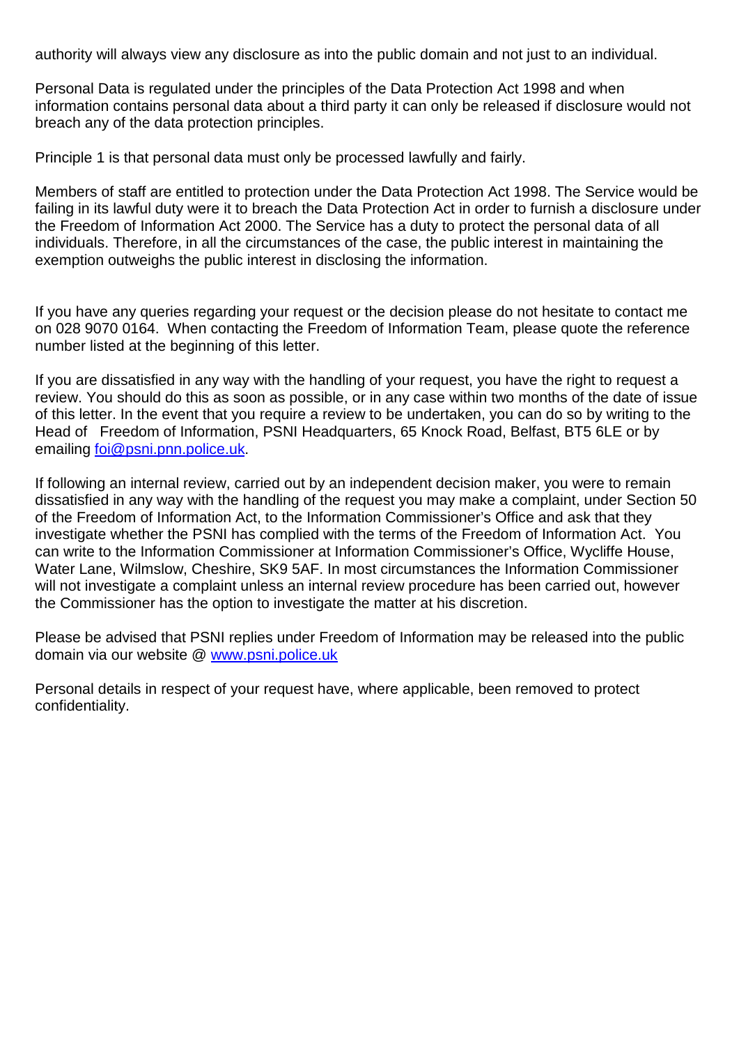authority will always view any disclosure as into the public domain and not just to an individual.

Personal Data is regulated under the principles of the Data Protection Act 1998 and when information contains personal data about a third party it can only be released if disclosure would not breach any of the data protection principles.

Principle 1 is that personal data must only be processed lawfully and fairly.

Members of staff are entitled to protection under the Data Protection Act 1998. The Service would be failing in its lawful duty were it to breach the Data Protection Act in order to furnish a disclosure under the Freedom of Information Act 2000. The Service has a duty to protect the personal data of all individuals. Therefore, in all the circumstances of the case, the public interest in maintaining the exemption outweighs the public interest in disclosing the information.

If you have any queries regarding your request or the decision please do not hesitate to contact me on 028 9070 0164. When contacting the Freedom of Information Team, please quote the reference number listed at the beginning of this letter.

If you are dissatisfied in any way with the handling of your request, you have the right to request a review. You should do this as soon as possible, or in any case within two months of the date of issue of this letter. In the event that you require a review to be undertaken, you can do so by writing to the Head of Freedom of Information, PSNI Headquarters, 65 Knock Road, Belfast, BT5 6LE or by emailing [foi@psni.pnn.police.uk](mailto:foi@psni.pnn.police.uk).

If following an internal review, carried out by an independent decision maker, you were to remain dissatisfied in any way with the handling of the request you may make a complaint, under Section 50 of the Freedom of Information Act, to the Information Commissioner's Office and ask that they investigate whether the PSNI has complied with the terms of the Freedom of Information Act. You can write to the Information Commissioner at Information Commissioner's Office, Wycliffe House, Water Lane, Wilmslow, Cheshire, SK9 5AF. In most circumstances the Information Commissioner will not investigate a complaint unless an internal review procedure has been carried out, however the Commissioner has the option to investigate the matter at his discretion.

Please be advised that PSNI replies under Freedom of Information may be released into the public domain via our website @ [www.psni.police.uk](http://www.psni.police.uk)

Personal details in respect of your request have, where applicable, been removed to protect confidentiality.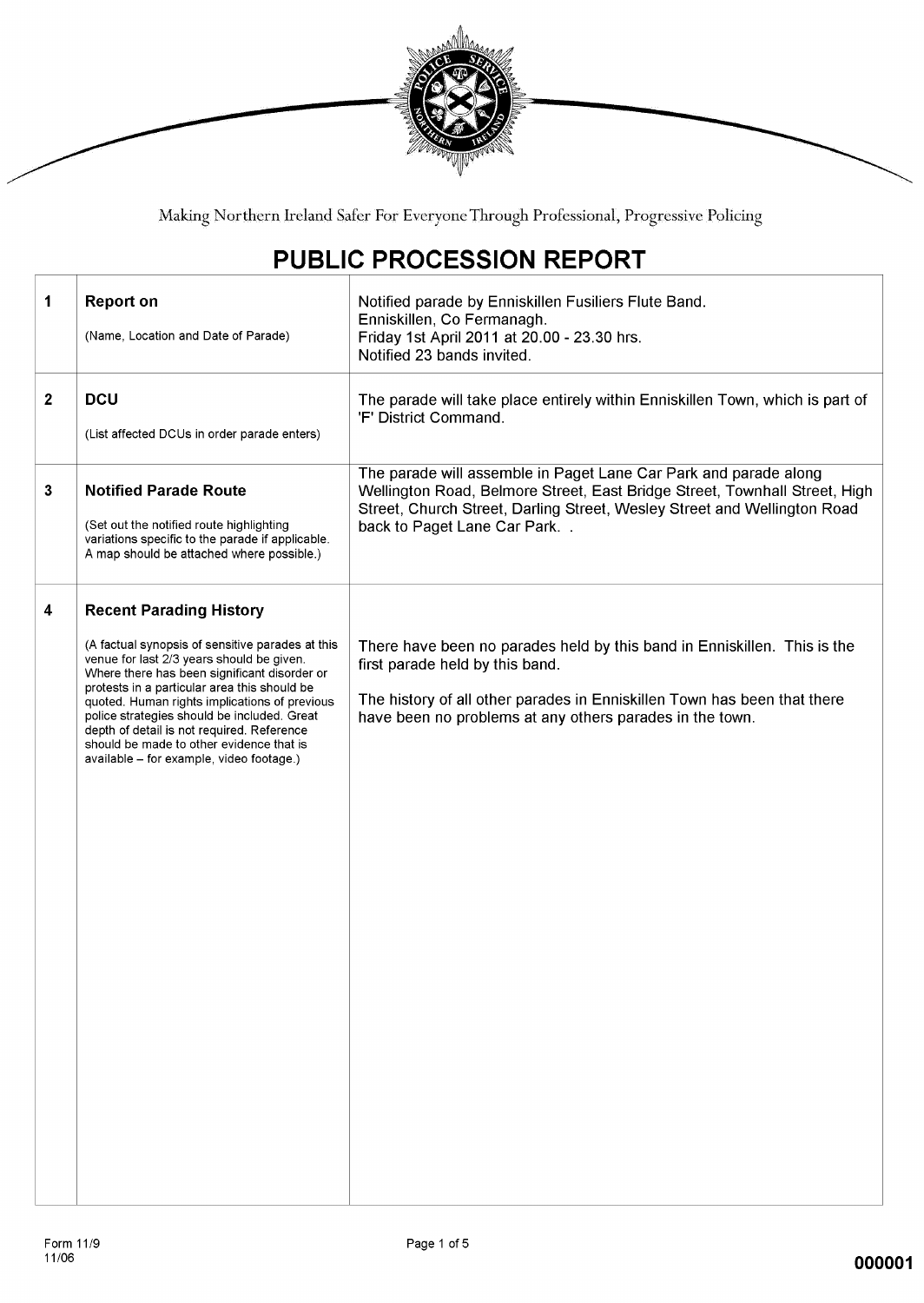Making Northern Ireland Safer For Everyone Through Professional, Progressive Policing

# PUBLIC PROCESSION REPORT

| | | |
|---|---|---|
| 1 | **Report on**<br>(Name, Location and Date of Parade) | Notified parade by Enniskillen Fusiliers Flute Band.<br>Enniskillen, Co Fermanagh.<br>Friday 1st April 2011 at 20.00 - 23.30 hrs.<br>Notified 23 bands invited. |
| 2 | **DCU**<br>(List affected DCUs in order parade enters) | The parade will take place entirely within Enniskillen Town, which is part of 'F' District Command. |
| 3 | **Notified Parade Route**<br>(Set out the notified route highlighting variations specific to the parade if applicable. A map should be attached where possible.) | The parade will assemble in Paget Lane Car Park and parade along Wellington Road, Belmore Street, East Bridge Street, Townhall Street, High Street, Church Street, Darling Street, Wesley Street and Wellington Road back to Paget Lane Car Park. . |
| 4 | **Recent Parading History**<br>(A factual synopsis of sensitive parades at this venue for last 2/3 years should be given. Where there has been significant disorder or protests in a particular area this should be quoted. Human rights implications of previous police strategies should be included. Great depth of detail is not required. Reference should be made to other evidence that is available – for example, video footage.) | There have been no parades held by this band in Enniskillen. This is the first parade held by this band.<br><br>The history of all other parades in Enniskillen Town has been that there have been no problems at any others parades in the town. |

Form 11/9
11/06

000001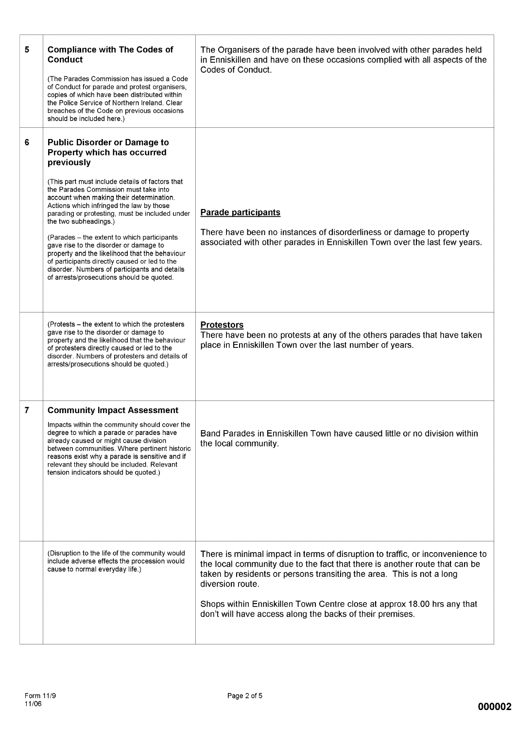| | | |
|---|---|---|
| **5** | **Compliance with The Codes of Conduct**<br><br>(The Parades Commission has issued a Code of Conduct for parade and protest organisers, copies of which have been distributed within the Police Service of Northern Ireland. Clear breaches of the Code on previous occasions should be included here.) | The Organisers of the parade have been involved with other parades held in Enniskillen and have on these occasions complied with all aspects of the Codes of Conduct. |
| **6** | **Public Disorder or Damage to Property which has occurred previously**<br><br>(This part must include details of factors that the Parades Commission must take into account when making their determination. Actions which infringed the law by those parading or protesting, must be included under the two subheadings.)<br><br>(Parades – the extent to which participants gave rise to the disorder or damage to property and the likelihood that the behaviour of participants directly caused or led to the disorder. Numbers of participants and details of arrests/prosecutions should be quoted. | **Parade participants**<br><br>There have been no instances of disorderliness or damage to property associated with other parades in Enniskillen Town over the last few years. |
| | (Protests – the extent to which the protesters gave rise to the disorder or damage to property and the likelihood that the behaviour of protesters directly caused or led to the disorder. Numbers of protesters and details of arrests/prosecutions should be quoted.) | **Protestors**<br>There have been no protests at any of the others parades that have taken place in Enniskillen Town over the last number of years. |
| **7** | **Community Impact Assessment**<br><br>Impacts within the community should cover the degree to which a parade or parades have already caused or might cause division between communities. Where pertinent historic reasons exist why a parade is sensitive and if relevant they should be included. Relevant tension indicators should be quoted.) | Band Parades in Enniskillen Town have caused little or no division within the local community. |
| | (Disruption to the life of the community would include adverse effects the procession would cause to normal everyday life.) | There is minimal impact in terms of disruption to traffic, or inconvenience to the local community due to the fact that there is another route that can be taken by residents or persons transiting the area. This is not a long diversion route.<br><br>Shops within Enniskillen Town Centre close at approx 18.00 hrs any that don't will have access along the backs of their premises. |

Form 11/9
11/06

000002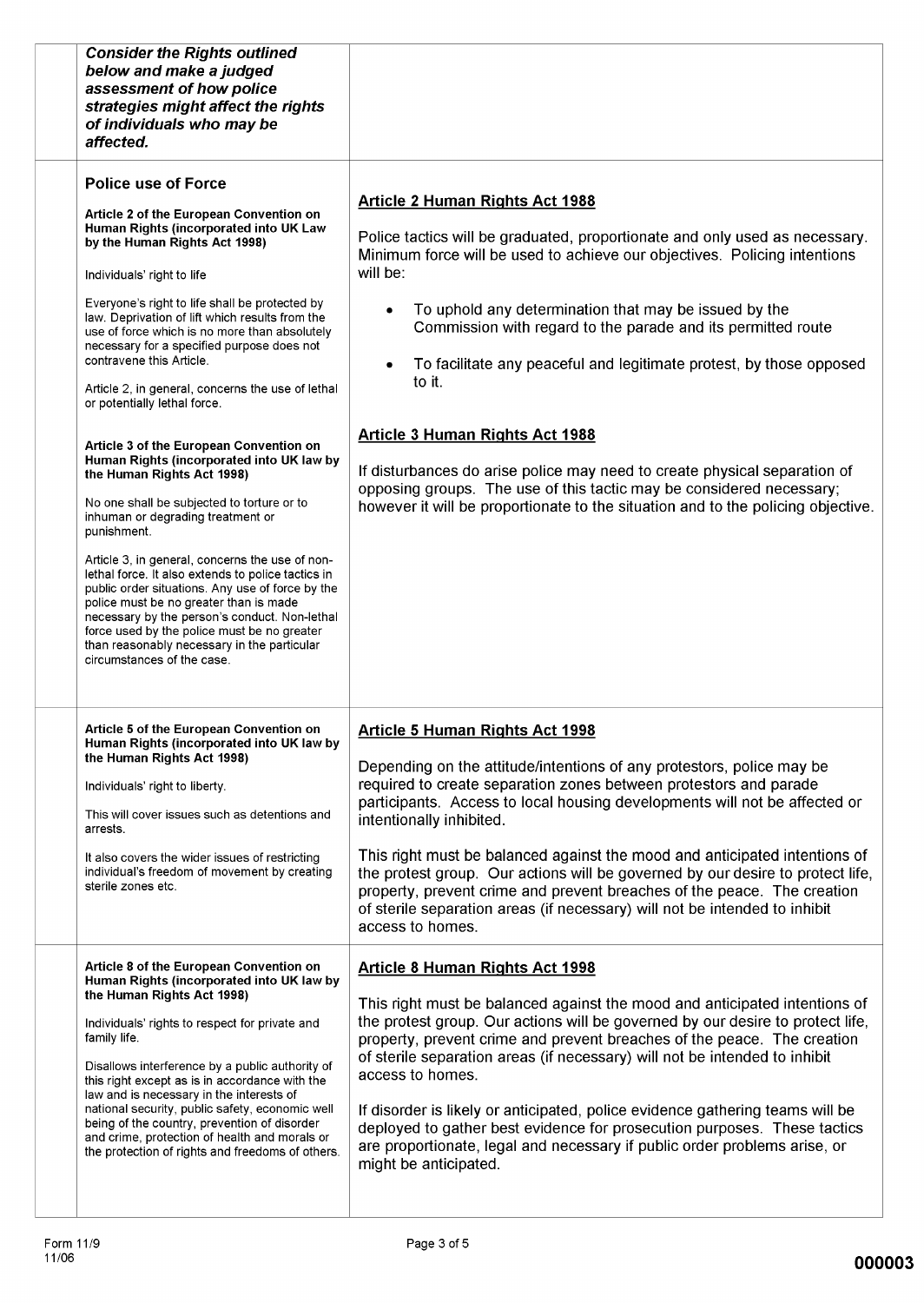| Consider the Rights outlined below and make a judged assessment of how police strategies might affect the rights of individuals who may be affected. | |
|---|---|
| **Police use of Force**<br><br>**Article 2 of the European Convention on Human Rights (incorporated into UK Law by the Human Rights Act 1998)**<br><br>Individuals' right to life<br><br>Everyone's right to life shall be protected by law. Deprivation of lift which results from the use of force which is no more than absolutely necessary for a specified purpose does not contravene this Article.<br><br>Article 2, in general, concerns the use of lethal or potentially lethal force.<br><br>**Article 3 of the European Convention on Human Rights (incorporated into UK law by the Human Rights Act 1998)**<br><br>No one shall be subjected to torture or to inhuman or degrading treatment or punishment.<br><br>Article 3, in general, concerns the use of non-lethal force. It also extends to police tactics in public order situations. Any use of force by the police must be no greater than is made necessary by the person's conduct. Non-lethal force used by the police must be no greater than reasonably necessary in the particular circumstances of the case. | **Article 2 Human Rights Act 1988**<br><br>Police tactics will be graduated, proportionate and only used as necessary. Minimum force will be used to achieve our objectives. Policing intentions will be:<br><br>• To uphold any determination that may be issued by the Commission with regard to the parade and its permitted route<br><br>• To facilitate any peaceful and legitimate protest, by those opposed to it.<br><br>**Article 3 Human Rights Act 1988**<br><br>If disturbances do arise police may need to create physical separation of opposing groups. The use of this tactic may be considered necessary; however it will be proportionate to the situation and to the policing objective. |
| **Article 5 of the European Convention on Human Rights (incorporated into UK law by the Human Rights Act 1998)**<br><br>Individuals' right to liberty.<br><br>This will cover issues such as detentions and arrests.<br><br>It also covers the wider issues of restricting individual's freedom of movement by creating sterile zones etc. | **Article 5 Human Rights Act 1998**<br><br>Depending on the attitude/intentions of any protestors, police may be required to create separation zones between protestors and parade participants. Access to local housing developments will not be affected or intentionally inhibited.<br><br>This right must be balanced against the mood and anticipated intentions of the protest group. Our actions will be governed by our desire to protect life, property, prevent crime and prevent breaches of the peace. The creation of sterile separation areas (if necessary) will not be intended to inhibit access to homes. |
| **Article 8 of the European Convention on Human Rights (incorporated into UK law by the Human Rights Act 1998)**<br><br>Individuals' rights to respect for private and family life.<br><br>Disallows interference by a public authority of this right except as is in accordance with the law and is necessary in the interests of national security, public safety, economic well being of the country, prevention of disorder and crime, protection of health and morals or the protection of rights and freedoms of others. | **Article 8 Human Rights Act 1998**<br><br>This right must be balanced against the mood and anticipated intentions of the protest group. Our actions will be governed by our desire to protect life, property, prevent crime and prevent breaches of the peace. The creation of sterile separation areas (if necessary) will not be intended to inhibit access to homes.<br><br>If disorder is likely or anticipated, police evidence gathering teams will be deployed to gather best evidence for prosecution purposes. These tactics are proportionate, legal and necessary if public order problems arise, or might be anticipated. |

Form 11/9
11/06

000003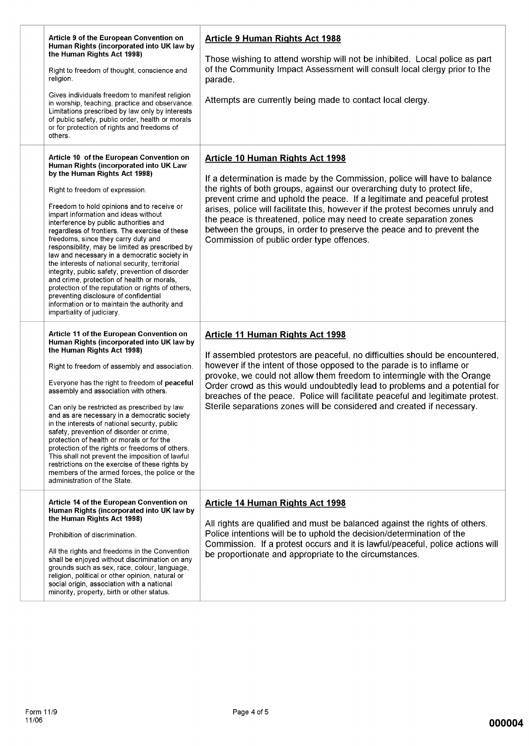| | | |
|---|---|---|
| | **Article 9 of the European Convention on Human Rights (incorporated into UK law by the Human Rights Act 1998)**<br><br>Right to freedom of thought, conscience and religion.<br><br>Gives individuals freedom to manifest religion in worship, teaching, practice and observance. Limitations prescribed by law only by interests of public safety, public order, health or morals or for protection of rights and freedoms of others. | **<u>Article 9 Human Rights Act 1988</u>**<br><br>Those wishing to attend worship will not be inhibited. Local police as part of the Community Impact Assessment will consult local clergy prior to the parade.<br><br>Attempts are currently being made to contact local clergy. |
| | **Article 10 of the European Convention on Human Rights (incorporated into UK Law by the Human Rights Act 1998)**<br><br>Right to freedom of expression.<br><br>Freedom to hold opinions and to receive or impart information and ideas without interference by public authorities and regardless of frontiers. The exercise of these freedoms, since they carry duty and responsibility, may be limited as prescribed by law and necessary in a democratic society in the interests of national security, territorial integrity, public safety, prevention of disorder and crime, protection of health or morals, protection of the reputation or rights of others, preventing disclosure of confidential information or to maintain the authority and impartiality of judiciary. | **<u>Article 10 Human Rights Act 1998</u>**<br><br>If a determination is made by the Commission, police will have to balance the rights of both groups, against our overarching duty to protect life, prevent crime and uphold the peace. If a legitimate and peaceful protest arises, police will facilitate this, however if the protest becomes unruly and the peace is threatened, police may need to create separation zones between the groups, in order to preserve the peace and to prevent the Commission of public order type offences. |
| | **Article 11 of the European Convention on Human Rights (incorporated into UK law by the Human Rights Act 1998)**<br><br>Right to freedom of assembly and association.<br><br>Everyone has the right to freedom of **peaceful** assembly and association with others.<br><br>Can only be restricted as prescribed by law and as are necessary in a democratic society in the interests of national security, public safety, prevention of disorder or crime, protection of health or morals or for the protection of the rights or freedoms of others. This shall not prevent the imposition of lawful restrictions on the exercise of these rights by members of the armed forces, the police or the administration of the State. | **<u>Article 11 Human Rights Act 1998</u>**<br><br>If assembled protestors are peaceful, no difficulties should be encountered, however if the intent of those opposed to the parade is to inflame or provoke, we could not allow them freedom to intermingle with the Orange Order crowd as this would undoubtedly lead to problems and a potential for breaches of the peace. Police will facilitate peaceful and legitimate protest. Sterile separations zones will be considered and created if necessary. |
| | **Article 14 of the European Convention on Human Rights (incorporated into UK law by the Human Rights Act 1998)**<br><br>Prohibition of discrimination.<br><br>All the rights and freedoms in the Convention shall be enjoyed without discrimination on any grounds such as sex, race, colour, language, religion, political or other opinion, natural or social origin, association with a national minority, property, birth or other status. | **<u>Article 14 Human Rights Act 1998</u>**<br><br>All rights are qualified and must be balanced against the rights of others. Police intentions will be to uphold the decision/determination of the Commission. If a protest occurs and it is lawful/peaceful, police actions will be proportionate and appropriate to the circumstances. |

Form 11/9
11/06

000004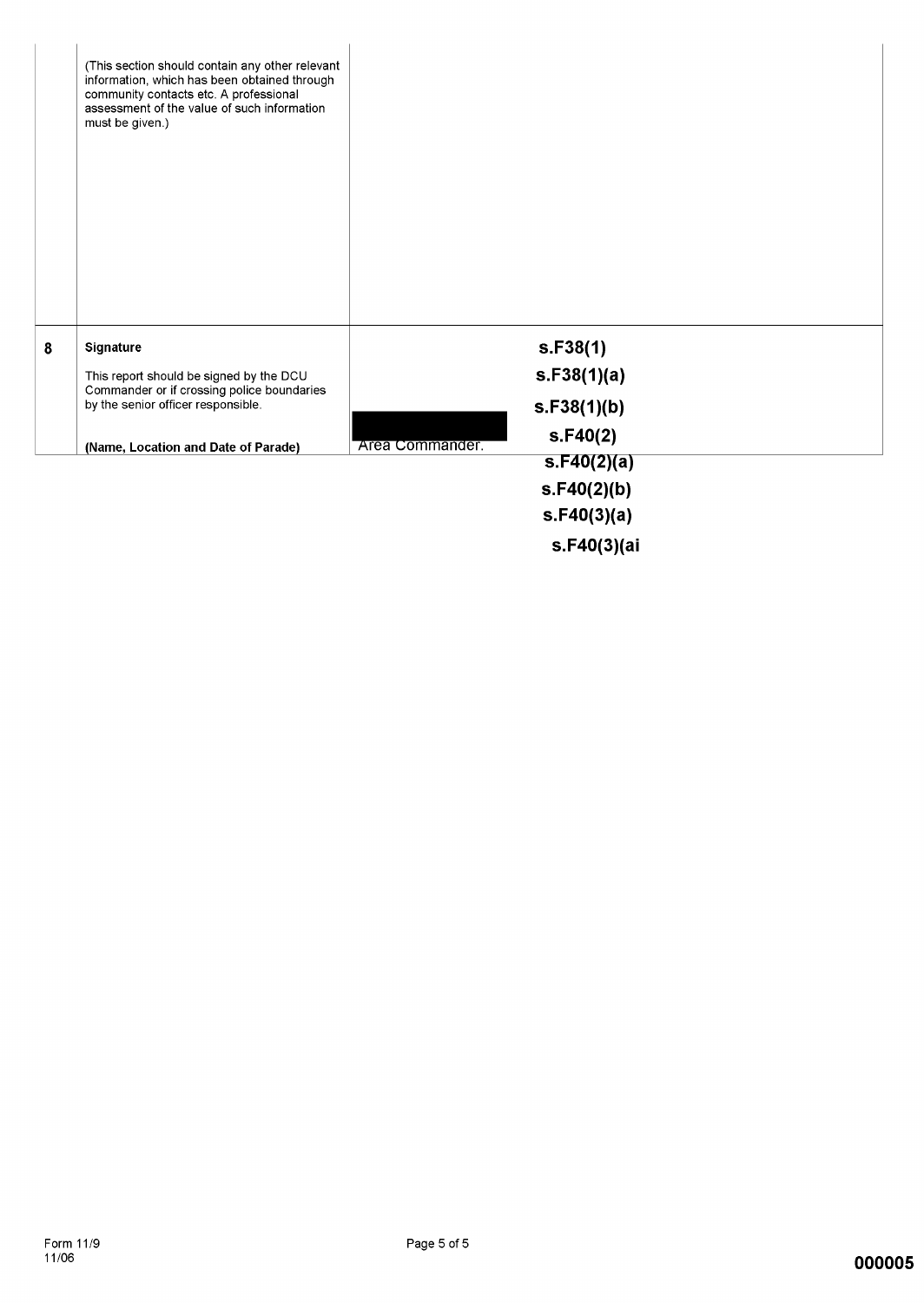| | | |
|---|---|---|
| | (This section should contain any other relevant information, which has been obtained through community contacts etc. A professional assessment of the value of such information must be given.) | |
| 8 | **Signature**<br><br>This report should be signed by the DCU Commander or if crossing police boundaries by the senior officer responsible.<br><br>**(Name, Location and Date of Parade)** | Area Commander. |

**s.F38(1)**
**s.F38(1)(a)**
**s.F38(1)(b)**
**s.F40(2)**
**s.F40(2)(a)**
**s.F40(2)(b)**
**s.F40(3)(a)**
**s.F40(3)(ai**

Form 11/9
11/06

000005